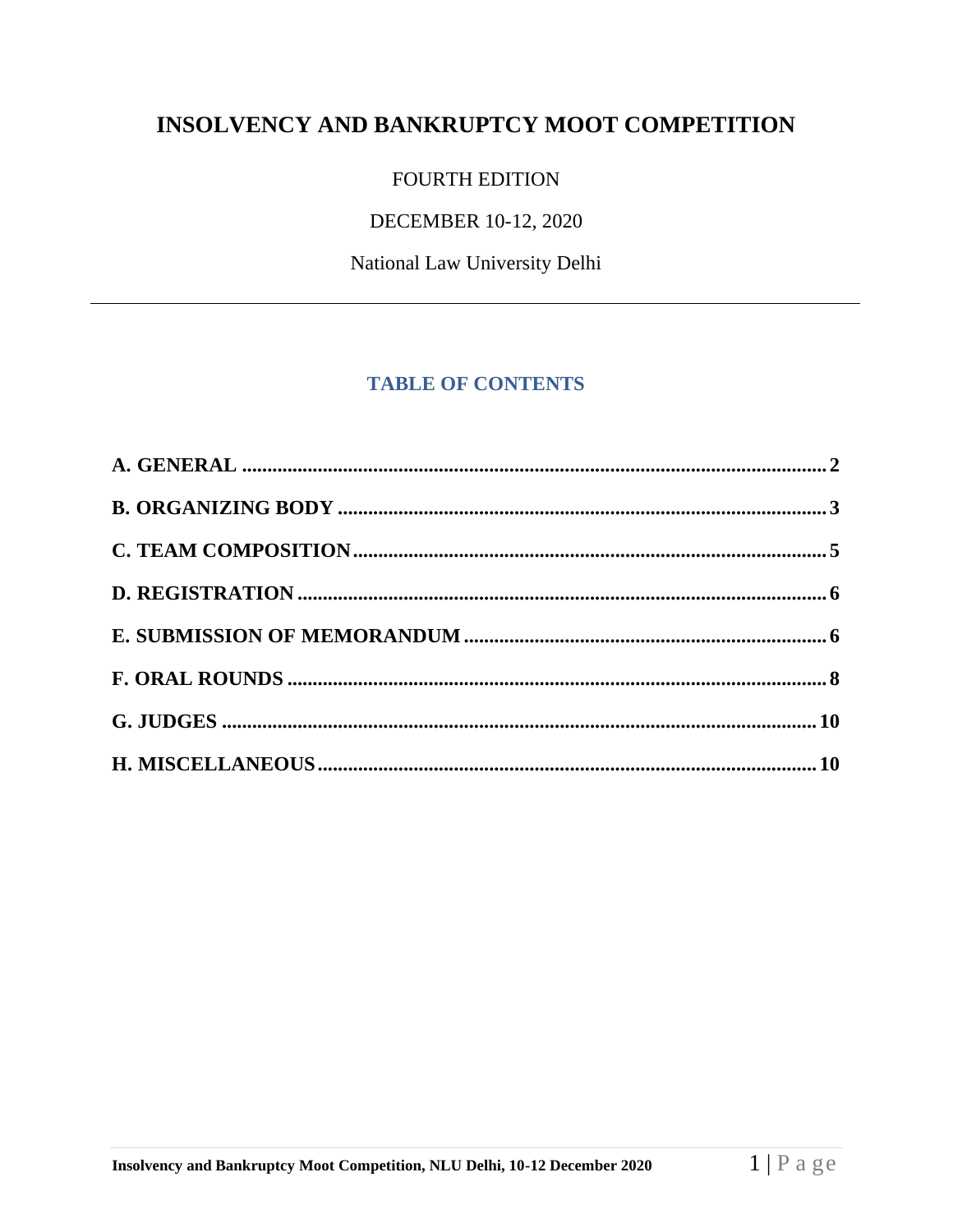# INSOLVENCY AND BANKRUPTCY MOOT COMPETITION

FOURTH EDITION

DECEMBER 10-12, 2020

National Law University Delhi

---

## TABLE OF CONTENTS

**A. GENERAL** .......... **2**

**B. ORGANIZING BODY** .......... **3**

**C. TEAM COMPOSITION** .......... **5**

**D. REGISTRATION** .......... **6**

**E. SUBMISSION OF MEMORANDUM** .......... **6**

**F. ORAL ROUNDS** .......... **8**

**G. JUDGES** .......... **10**

**H. MISCELLANEOUS** .......... **10**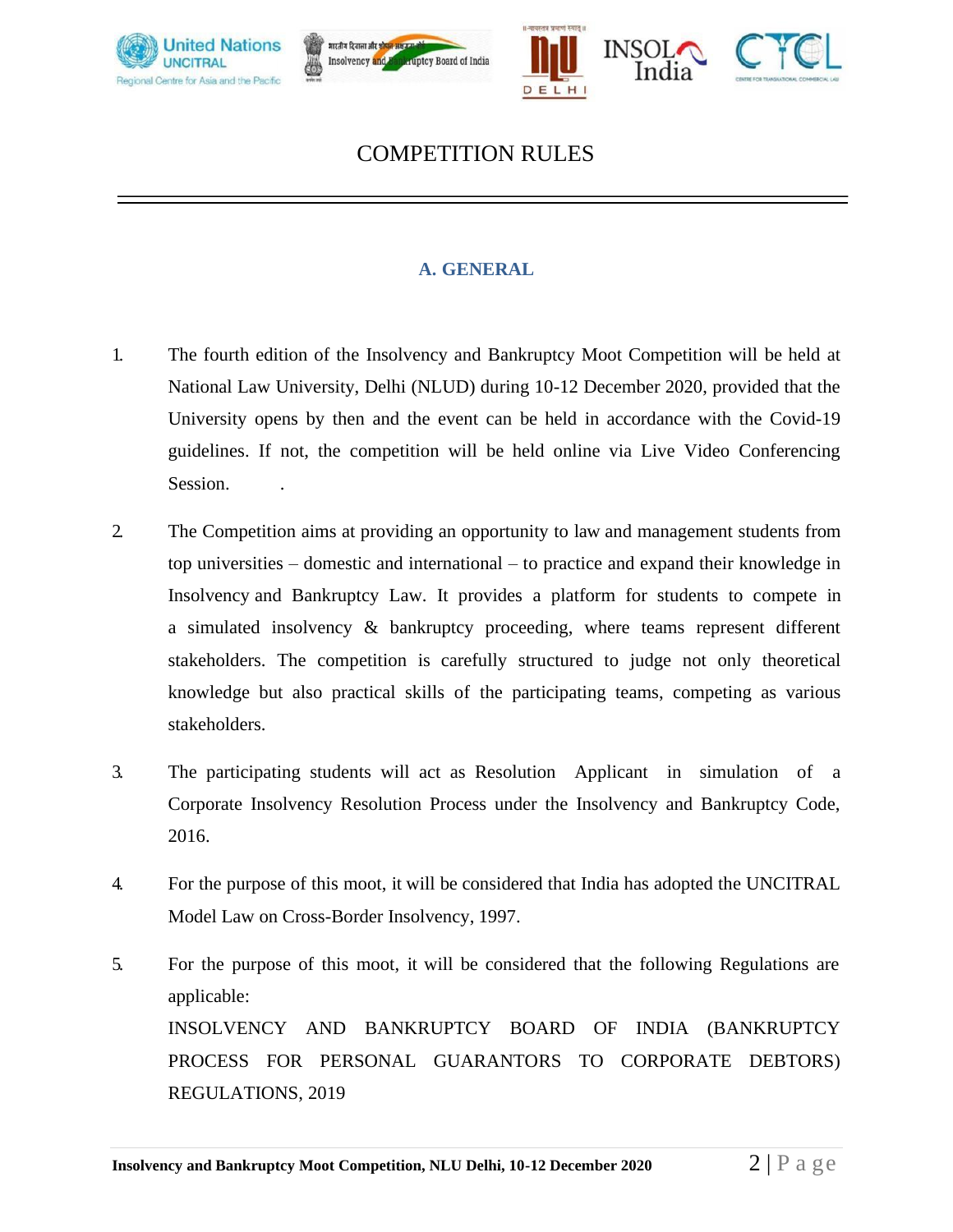# COMPETITION RULES

## A. GENERAL

1. The fourth edition of the Insolvency and Bankruptcy Moot Competition will be held at National Law University, Delhi (NLUD) during 10-12 December 2020, provided that the University opens by then and the event can be held in accordance with the Covid-19 guidelines. If not, the competition will be held online via Live Video Conferencing Session. .

2. The Competition aims at providing an opportunity to law and management students from top universities – domestic and international – to practice and expand their knowledge in Insolvency and Bankruptcy Law. It provides a platform for students to compete in a simulated insolvency & bankruptcy proceeding, where teams represent different stakeholders. The competition is carefully structured to judge not only theoretical knowledge but also practical skills of the participating teams, competing as various stakeholders.

3. The participating students will act as Resolution Applicant in simulation of a Corporate Insolvency Resolution Process under the Insolvency and Bankruptcy Code, 2016.

4. For the purpose of this moot, it will be considered that India has adopted the UNCITRAL Model Law on Cross-Border Insolvency, 1997.

5. For the purpose of this moot, it will be considered that the following Regulations are applicable:
   INSOLVENCY AND BANKRUPTCY BOARD OF INDIA (BANKRUPTCY PROCESS FOR PERSONAL GUARANTORS TO CORPORATE DEBTORS) REGULATIONS, 2019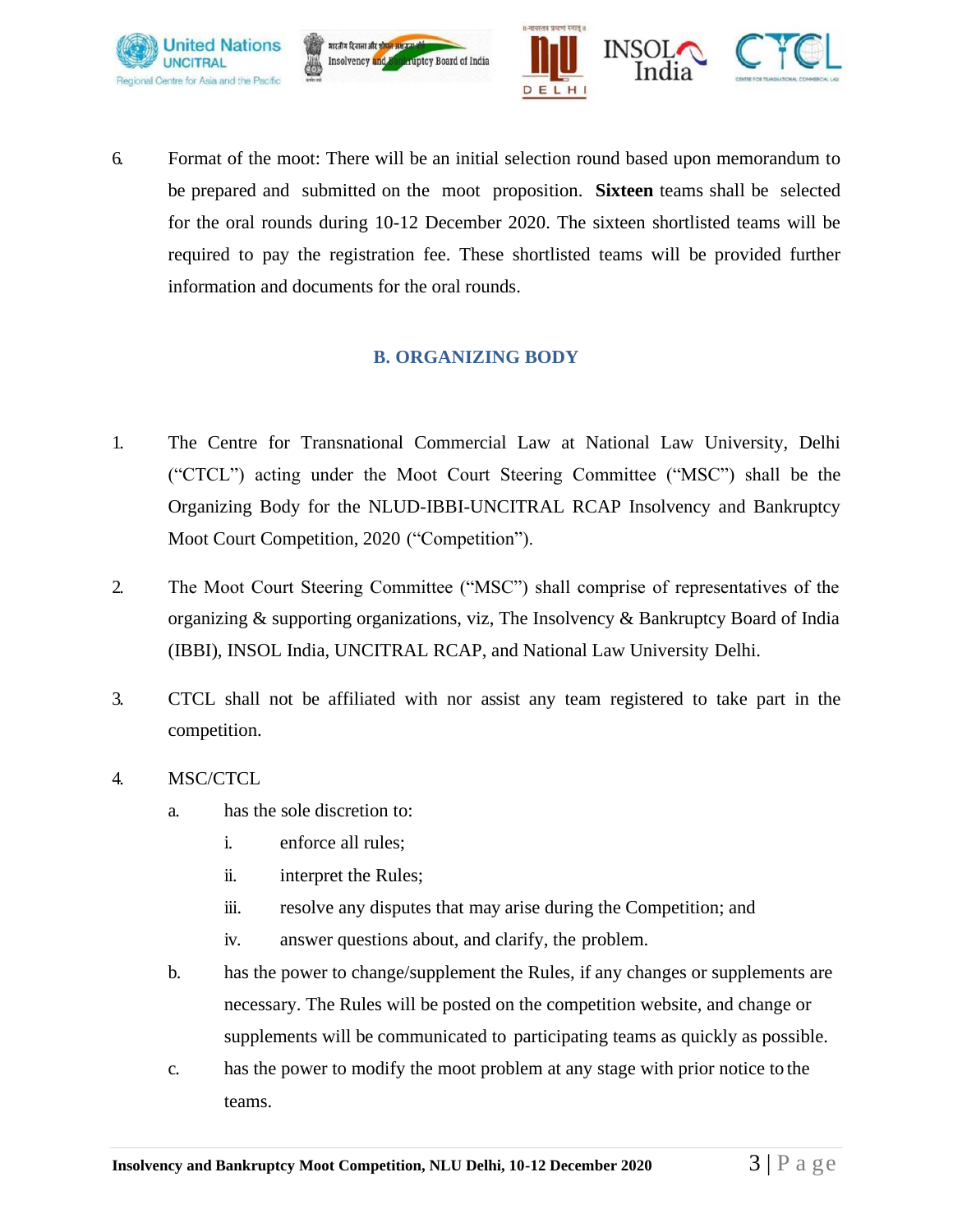6. Format of the moot: There will be an initial selection round based upon memorandum to be prepared and submitted on the moot proposition. **Sixteen** teams shall be selected for the oral rounds during 10-12 December 2020. The sixteen shortlisted teams will be required to pay the registration fee. These shortlisted teams will be provided further information and documents for the oral rounds.

## B. ORGANIZING BODY

1. The Centre for Transnational Commercial Law at National Law University, Delhi ("CTCL") acting under the Moot Court Steering Committee ("MSC") shall be the Organizing Body for the NLUD-IBBI-UNCITRAL RCAP Insolvency and Bankruptcy Moot Court Competition, 2020 ("Competition").

2. The Moot Court Steering Committee ("MSC") shall comprise of representatives of the organizing & supporting organizations, viz, The Insolvency & Bankruptcy Board of India (IBBI), INSOL India, UNCITRAL RCAP, and National Law University Delhi.

3. CTCL shall not be affiliated with nor assist any team registered to take part in the competition.

4. MSC/CTCL
   a. has the sole discretion to:
      i. enforce all rules;
      ii. interpret the Rules;
      iii. resolve any disputes that may arise during the Competition; and
      iv. answer questions about, and clarify, the problem.
   b. has the power to change/supplement the Rules, if any changes or supplements are necessary. The Rules will be posted on the competition website, and change or supplements will be communicated to participating teams as quickly as possible.
   c. has the power to modify the moot problem at any stage with prior notice to the teams.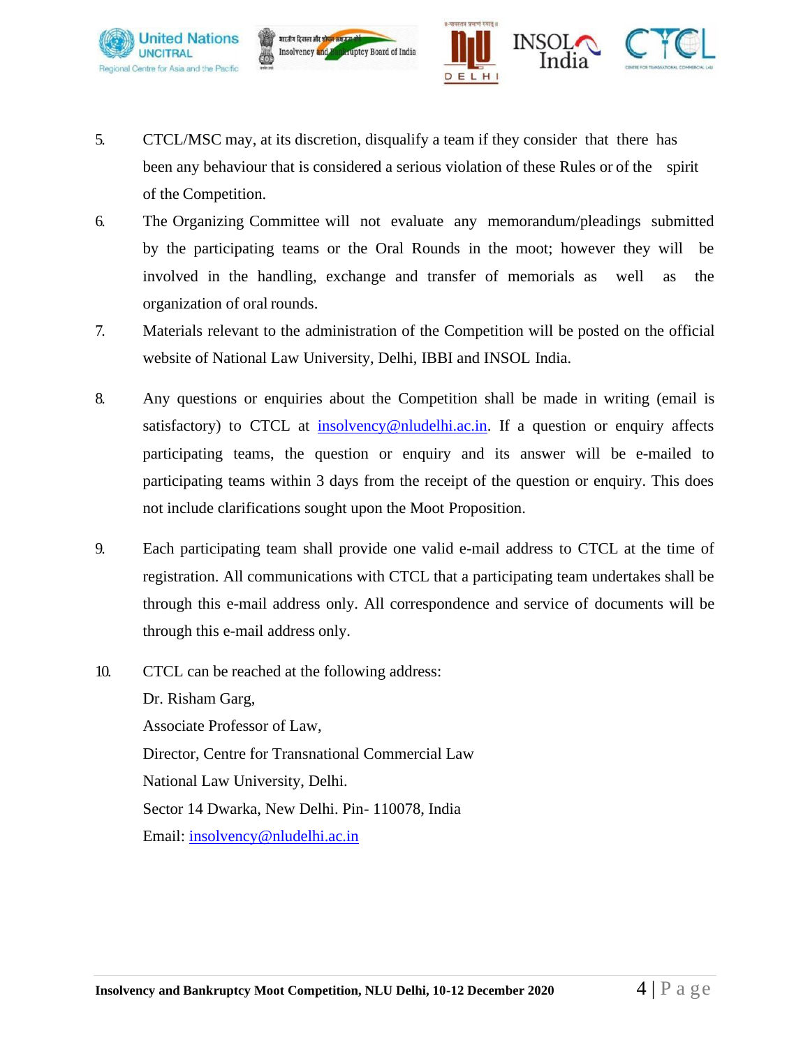5. CTCL/MSC may, at its discretion, disqualify a team if they consider that there has been any behaviour that is considered a serious violation of these Rules or of the spirit of the Competition.
6. The Organizing Committee will not evaluate any memorandum/pleadings submitted by the participating teams or the Oral Rounds in the moot; however they will be involved in the handling, exchange and transfer of memorials as well as the organization of oral rounds.
7. Materials relevant to the administration of the Competition will be posted on the official website of National Law University, Delhi, IBBI and INSOL India.
8. Any questions or enquiries about the Competition shall be made in writing (email is satisfactory) to CTCL at insolvency@nludelhi.ac.in. If a question or enquiry affects participating teams, the question or enquiry and its answer will be e-mailed to participating teams within 3 days from the receipt of the question or enquiry. This does not include clarifications sought upon the Moot Proposition.
9. Each participating team shall provide one valid e-mail address to CTCL at the time of registration. All communications with CTCL that a participating team undertakes shall be through this e-mail address only. All correspondence and service of documents will be through this e-mail address only.
10. CTCL can be reached at the following address:
    Dr. Risham Garg,
    Associate Professor of Law,
    Director, Centre for Transnational Commercial Law
    National Law University, Delhi.
    Sector 14 Dwarka, New Delhi. Pin- 110078, India
    Email: insolvency@nludelhi.ac.in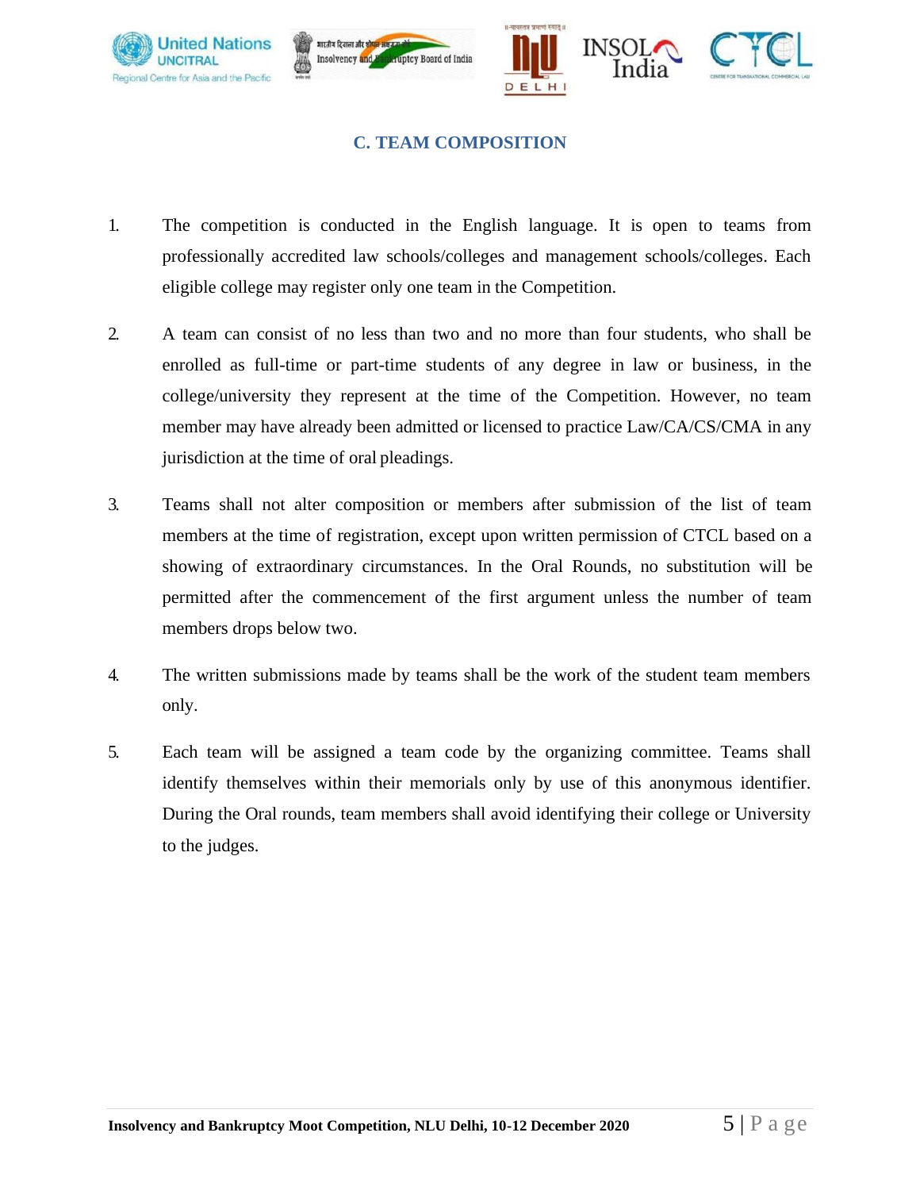## C. TEAM COMPOSITION

1. The competition is conducted in the English language. It is open to teams from professionally accredited law schools/colleges and management schools/colleges. Each eligible college may register only one team in the Competition.

2. A team can consist of no less than two and no more than four students, who shall be enrolled as full-time or part-time students of any degree in law or business, in the college/university they represent at the time of the Competition. However, no team member may have already been admitted or licensed to practice Law/CA/CS/CMA in any jurisdiction at the time of oral pleadings.

3. Teams shall not alter composition or members after submission of the list of team members at the time of registration, except upon written permission of CTCL based on a showing of extraordinary circumstances. In the Oral Rounds, no substitution will be permitted after the commencement of the first argument unless the number of team members drops below two.

4. The written submissions made by teams shall be the work of the student team members only.

5. Each team will be assigned a team code by the organizing committee. Teams shall identify themselves within their memorials only by use of this anonymous identifier. During the Oral rounds, team members shall avoid identifying their college or University to the judges.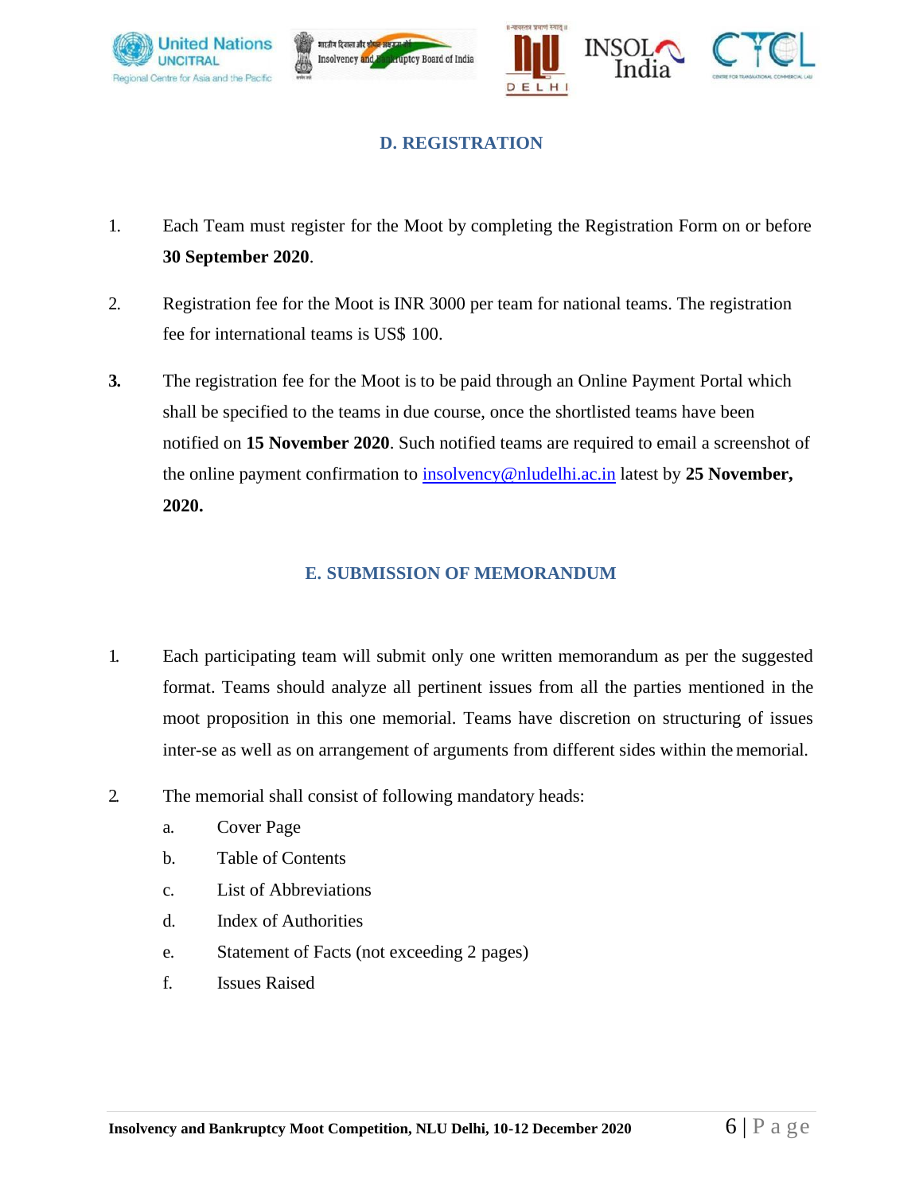## D. REGISTRATION

1. Each Team must register for the Moot by completing the Registration Form on or before **30 September 2020**.

2. Registration fee for the Moot is INR 3000 per team for national teams. The registration fee for international teams is US$ 100.

3. The registration fee for the Moot is to be paid through an Online Payment Portal which shall be specified to the teams in due course, once the shortlisted teams have been notified on **15 November 2020**. Such notified teams are required to email a screenshot of the online payment confirmation to insolvency@nludelhi.ac.in latest by **25 November, 2020.**

## E. SUBMISSION OF MEMORANDUM

1. Each participating team will submit only one written memorandum as per the suggested format. Teams should analyze all pertinent issues from all the parties mentioned in the moot proposition in this one memorial. Teams have discretion on structuring of issues inter-se as well as on arrangement of arguments from different sides within the memorial.

2. The memorial shall consist of following mandatory heads:
   a. Cover Page
   b. Table of Contents
   c. List of Abbreviations
   d. Index of Authorities
   e. Statement of Facts (not exceeding 2 pages)
   f. Issues Raised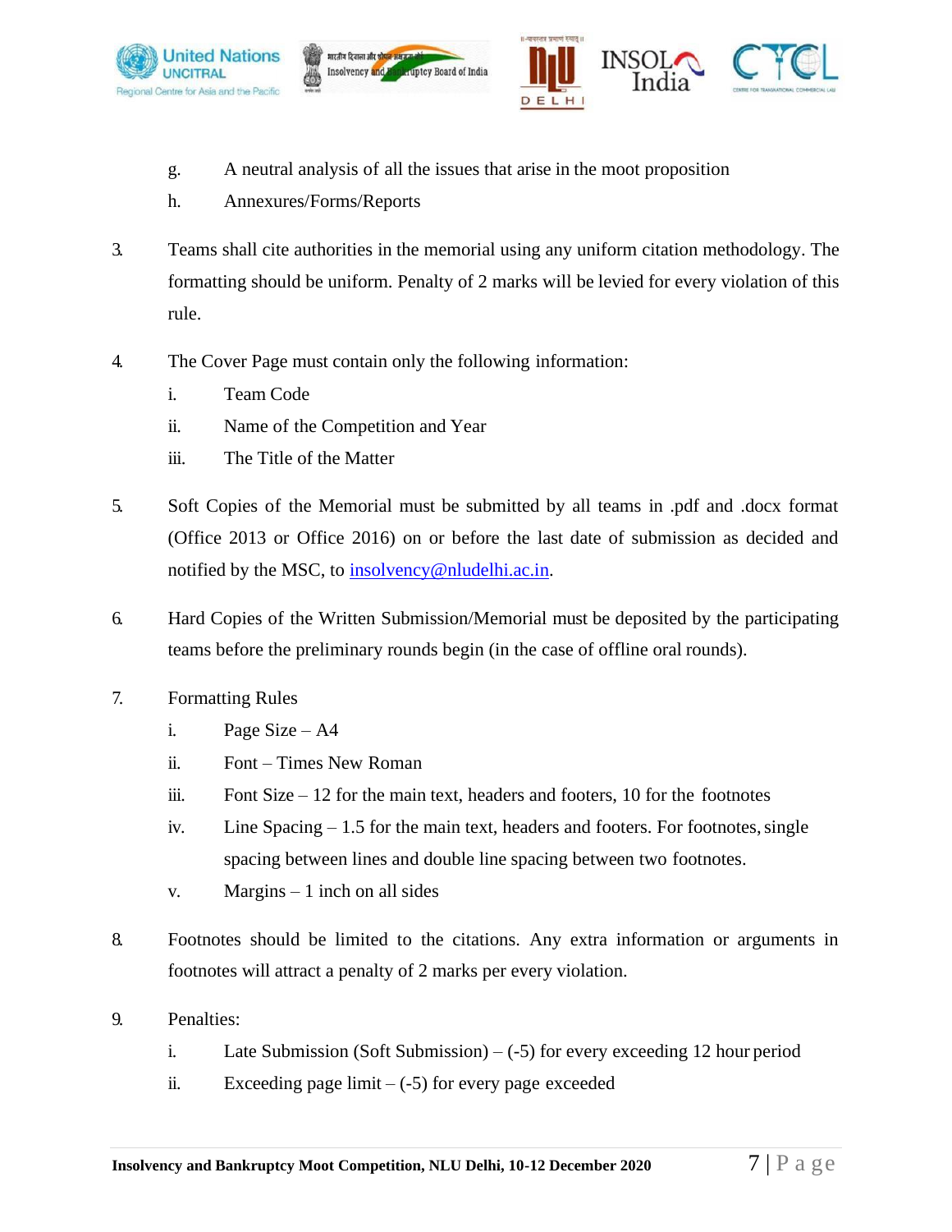g. A neutral analysis of all the issues that arise in the moot proposition

h. Annexures/Forms/Reports

3. Teams shall cite authorities in the memorial using any uniform citation methodology. The formatting should be uniform. Penalty of 2 marks will be levied for every violation of this rule.

4. The Cover Page must contain only the following information:

   i. Team Code

   ii. Name of the Competition and Year

   iii. The Title of the Matter

5. Soft Copies of the Memorial must be submitted by all teams in .pdf and .docx format (Office 2013 or Office 2016) on or before the last date of submission as decided and notified by the MSC, to insolvency@nludelhi.ac.in.

6. Hard Copies of the Written Submission/Memorial must be deposited by the participating teams before the preliminary rounds begin (in the case of offline oral rounds).

7. Formatting Rules

   i. Page Size – A4

   ii. Font – Times New Roman

   iii. Font Size – 12 for the main text, headers and footers, 10 for the footnotes

   iv. Line Spacing – 1.5 for the main text, headers and footers. For footnotes, single spacing between lines and double line spacing between two footnotes.

   v. Margins – 1 inch on all sides

8. Footnotes should be limited to the citations. Any extra information or arguments in footnotes will attract a penalty of 2 marks per every violation.

9. Penalties:

   i. Late Submission (Soft Submission) – (-5) for every exceeding 12 hour period

   ii. Exceeding page limit – (-5) for every page exceeded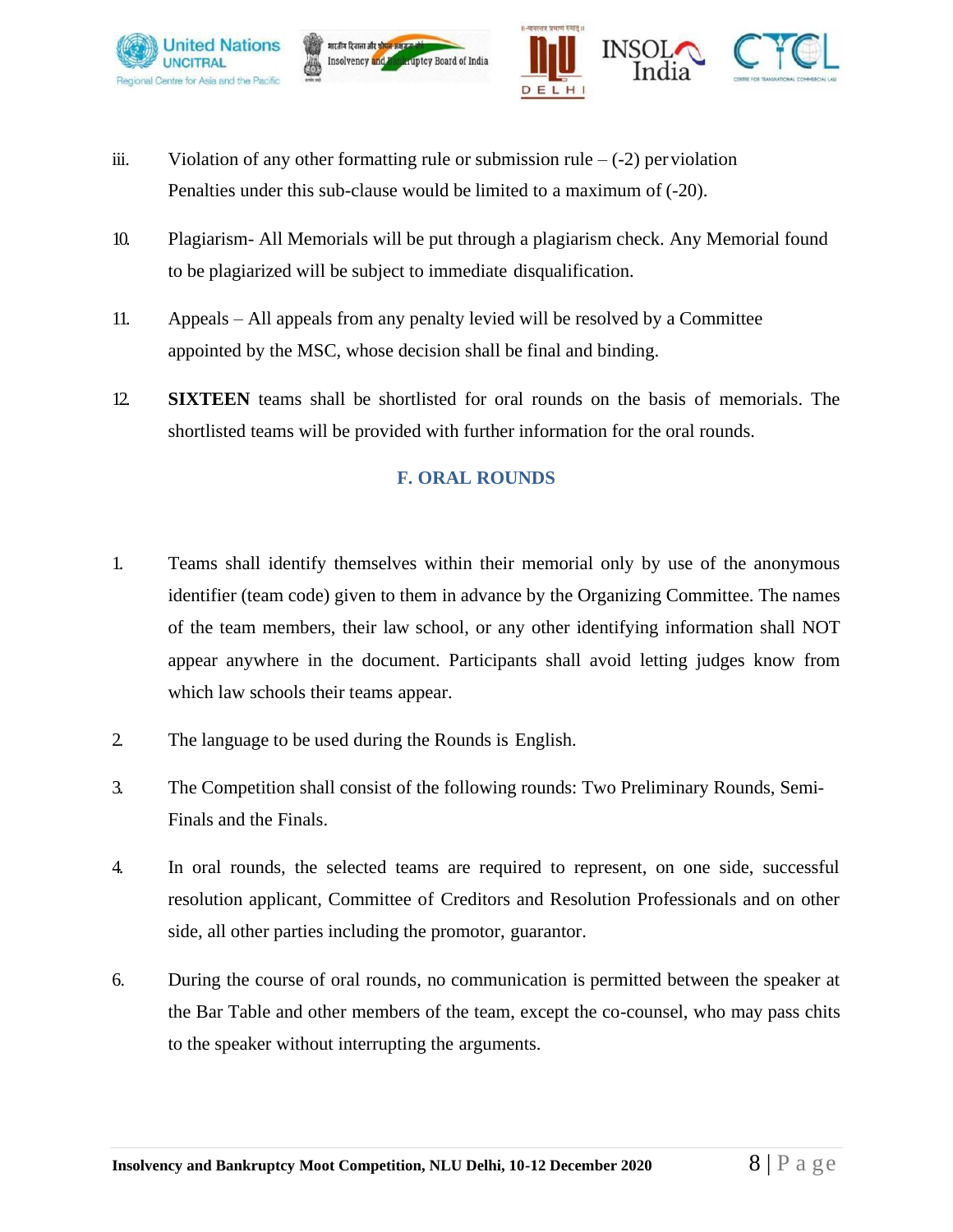iii. Violation of any other formatting rule or submission rule – (-2) per violation Penalties under this sub-clause would be limited to a maximum of (-20).

10. Plagiarism- All Memorials will be put through a plagiarism check. Any Memorial found to be plagiarized will be subject to immediate disqualification.

11. Appeals – All appeals from any penalty levied will be resolved by a Committee appointed by the MSC, whose decision shall be final and binding.

12. **SIXTEEN** teams shall be shortlisted for oral rounds on the basis of memorials. The shortlisted teams will be provided with further information for the oral rounds.

## F. ORAL ROUNDS

1. Teams shall identify themselves within their memorial only by use of the anonymous identifier (team code) given to them in advance by the Organizing Committee. The names of the team members, their law school, or any other identifying information shall NOT appear anywhere in the document. Participants shall avoid letting judges know from which law schools their teams appear.

2. The language to be used during the Rounds is English.

3. The Competition shall consist of the following rounds: Two Preliminary Rounds, Semi-Finals and the Finals.

4. In oral rounds, the selected teams are required to represent, on one side, successful resolution applicant, Committee of Creditors and Resolution Professionals and on other side, all other parties including the promotor, guarantor.

6. During the course of oral rounds, no communication is permitted between the speaker at the Bar Table and other members of the team, except the co-counsel, who may pass chits to the speaker without interrupting the arguments.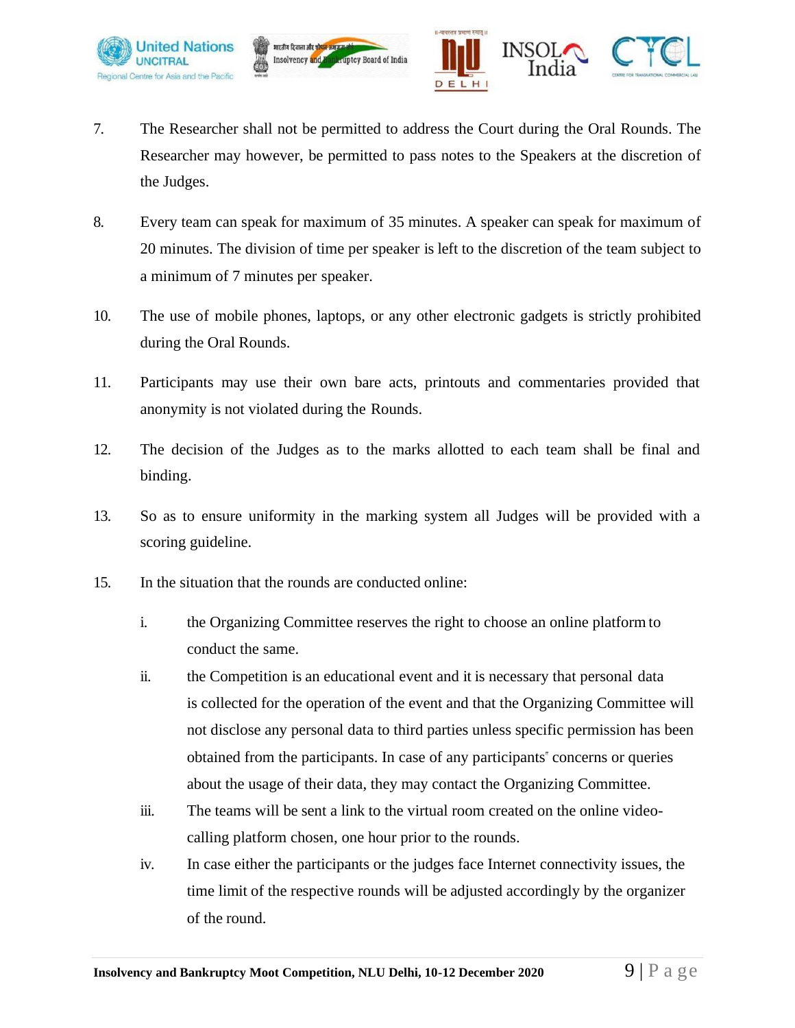7. The Researcher shall not be permitted to address the Court during the Oral Rounds. The Researcher may however, be permitted to pass notes to the Speakers at the discretion of the Judges.

8. Every team can speak for maximum of 35 minutes. A speaker can speak for maximum of 20 minutes. The division of time per speaker is left to the discretion of the team subject to a minimum of 7 minutes per speaker.

10. The use of mobile phones, laptops, or any other electronic gadgets is strictly prohibited during the Oral Rounds.

11. Participants may use their own bare acts, printouts and commentaries provided that anonymity is not violated during the Rounds.

12. The decision of the Judges as to the marks allotted to each team shall be final and binding.

13. So as to ensure uniformity in the marking system all Judges will be provided with a scoring guideline.

15. In the situation that the rounds are conducted online:

    i. the Organizing Committee reserves the right to choose an online platform to conduct the same.

    ii. the Competition is an educational event and it is necessary that personal data is collected for the operation of the event and that the Organizing Committee will not disclose any personal data to third parties unless specific permission has been obtained from the participants. In case of any participants" concerns or queries about the usage of their data, they may contact the Organizing Committee.

    iii. The teams will be sent a link to the virtual room created on the online video-calling platform chosen, one hour prior to the rounds.

    iv. In case either the participants or the judges face Internet connectivity issues, the time limit of the respective rounds will be adjusted accordingly by the organizer of the round.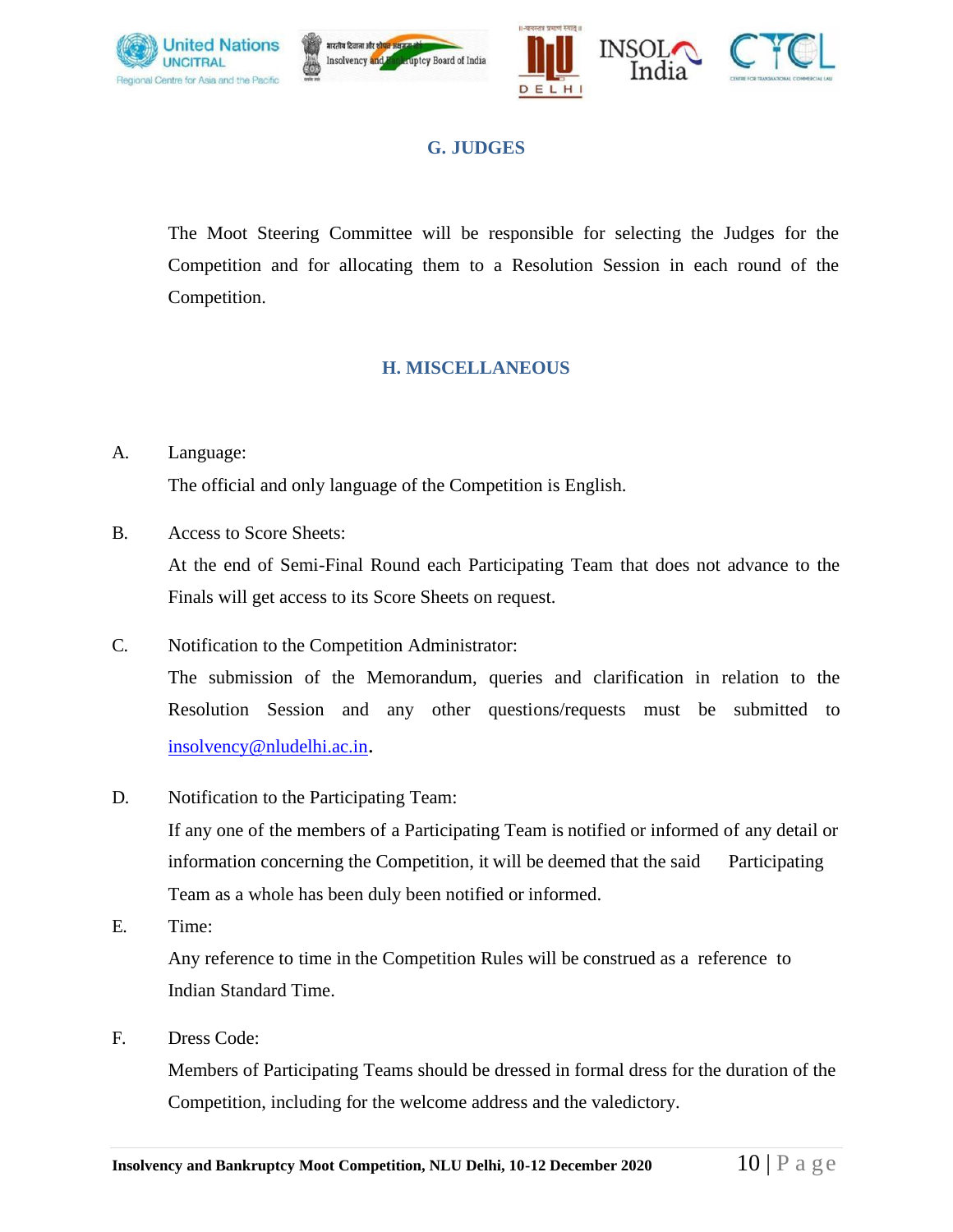## G. JUDGES

The Moot Steering Committee will be responsible for selecting the Judges for the Competition and for allocating them to a Resolution Session in each round of the Competition.

## H. MISCELLANEOUS

A. Language:

The official and only language of the Competition is English.

B. Access to Score Sheets:

At the end of Semi-Final Round each Participating Team that does not advance to the Finals will get access to its Score Sheets on request.

C. Notification to the Competition Administrator:

The submission of the Memorandum, queries and clarification in relation to the Resolution Session and any other questions/requests must be submitted to insolvency@nludelhi.ac.in.

D. Notification to the Participating Team:

If any one of the members of a Participating Team is notified or informed of any detail or information concerning the Competition, it will be deemed that the said Participating Team as a whole has duly been notified or informed.

E. Time:

Any reference to time in the Competition Rules will be construed as a reference to Indian Standard Time.

F. Dress Code:

Members of Participating Teams should be dressed in formal dress for the duration of the Competition, including for the welcome address and the valedictory.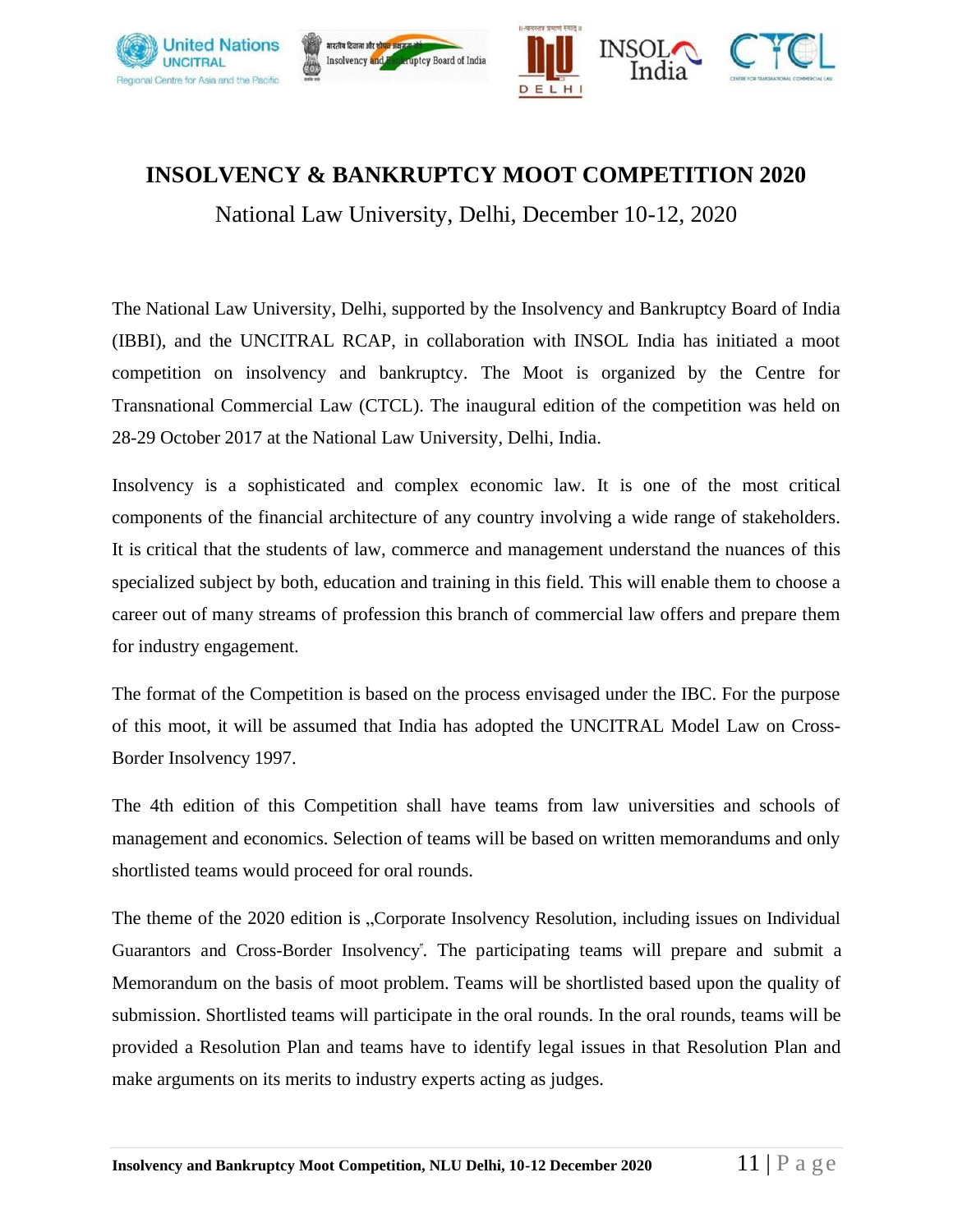# INSOLVENCY & BANKRUPTCY MOOT COMPETITION 2020

National Law University, Delhi, December 10-12, 2020

The National Law University, Delhi, supported by the Insolvency and Bankruptcy Board of India (IBBI), and the UNCITRAL RCAP, in collaboration with INSOL India has initiated a moot competition on insolvency and bankruptcy. The Moot is organized by the Centre for Transnational Commercial Law (CTCL). The inaugural edition of the competition was held on 28-29 October 2017 at the National Law University, Delhi, India.

Insolvency is a sophisticated and complex economic law. It is one of the most critical components of the financial architecture of any country involving a wide range of stakeholders. It is critical that the students of law, commerce and management understand the nuances of this specialized subject by both, education and training in this field. This will enable them to choose a career out of many streams of profession this branch of commercial law offers and prepare them for industry engagement.

The format of the Competition is based on the process envisaged under the IBC. For the purpose of this moot, it will be assumed that India has adopted the UNCITRAL Model Law on Cross-Border Insolvency 1997.

The 4th edition of this Competition shall have teams from law universities and schools of management and economics. Selection of teams will be based on written memorandums and only shortlisted teams would proceed for oral rounds.

The theme of the 2020 edition is „Corporate Insolvency Resolution, including issues on Individual Guarantors and Cross-Border Insolvency". The participating teams will prepare and submit a Memorandum on the basis of moot problem. Teams will be shortlisted based upon the quality of submission. Shortlisted teams will participate in the oral rounds. In the oral rounds, teams will be provided a Resolution Plan and teams have to identify legal issues in that Resolution Plan and make arguments on its merits to industry experts acting as judges.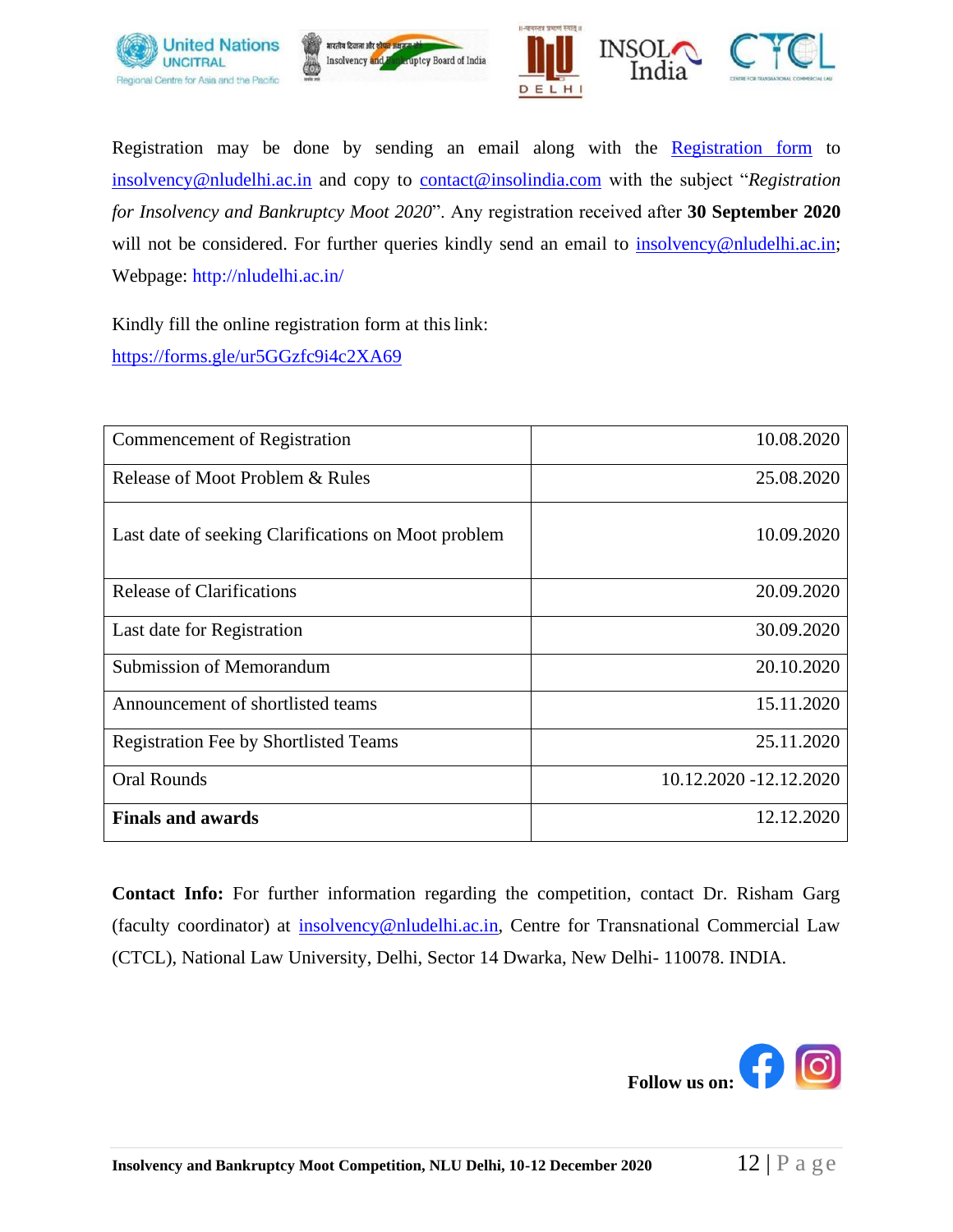Registration may be done by sending an email along with the Registration form to insolvency@nludelhi.ac.in and copy to contact@insolindia.com with the subject "*Registration for Insolvency and Bankruptcy Moot 2020*". Any registration received after **30 September 2020** will not be considered. For further queries kindly send an email to insolvency@nludelhi.ac.in; Webpage: http://nludelhi.ac.in/

Kindly fill the online registration form at this link:
https://forms.gle/ur5GGzfc9i4c2XA69

| | |
|---|---|
| Commencement of Registration | 10.08.2020 |
| Release of Moot Problem & Rules | 25.08.2020 |
| Last date of seeking Clarifications on Moot problem | 10.09.2020 |
| Release of Clarifications | 20.09.2020 |
| Last date for Registration | 30.09.2020 |
| Submission of Memorandum | 20.10.2020 |
| Announcement of shortlisted teams | 15.11.2020 |
| Registration Fee by Shortlisted Teams | 25.11.2020 |
| Oral Rounds | 10.12.2020 -12.12.2020 |
| **Finals and awards** | 12.12.2020 |

**Contact Info:** For further information regarding the competition, contact Dr. Risham Garg (faculty coordinator) at insolvency@nludelhi.ac.in, Centre for Transnational Commercial Law (CTCL), National Law University, Delhi, Sector 14 Dwarka, New Delhi- 110078. INDIA.

**Follow us on:**